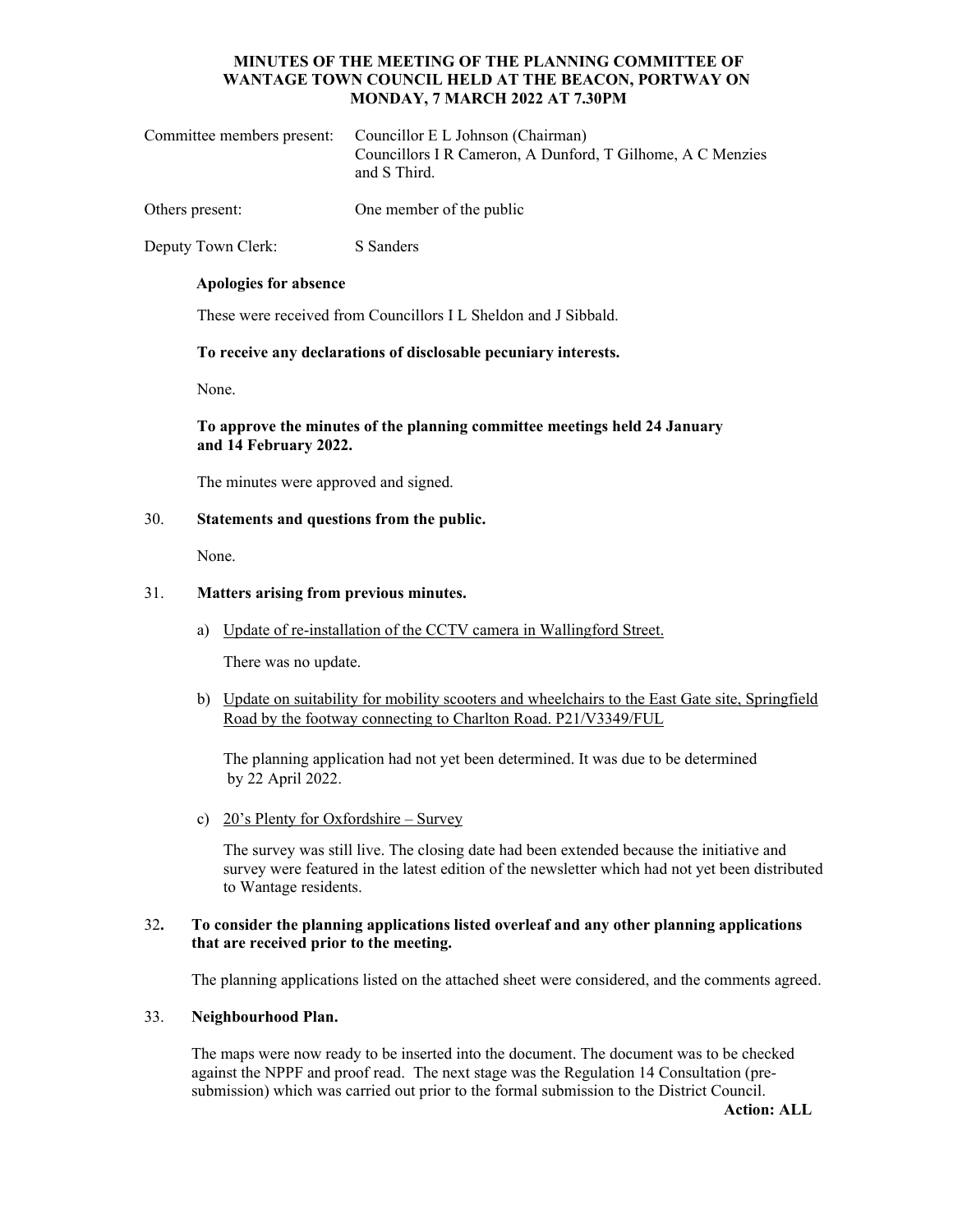# MINUTES OF THE MEETING OF THE PLANNING COMMITTEE OF WANTAGE TOWN COUNCIL HELD AT THE BEACON, PORTWAY ON MONDAY, 7 MARCH 2022 AT 7.30PM

Committee members present: Councillor E L Johnson (Chairman)
Councillors I R Cameron, A Dunford, T Gilhome, A C Menzies and S Third.

Others present: One member of the public

Deputy Town Clerk: S Sanders

**Apologies for absence**

These were received from Councillors I L Sheldon and J Sibbald.

**To receive any declarations of disclosable pecuniary interests.**

None.

**To approve the minutes of the planning committee meetings held 24 January and 14 February 2022.**

The minutes were approved and signed.

30. **Statements and questions from the public.**

None.

31. **Matters arising from previous minutes.**

a) Update of re-installation of the CCTV camera in Wallingford Street.

There was no update.

b) Update on suitability for mobility scooters and wheelchairs to the East Gate site, Springfield Road by the footway connecting to Charlton Road. P21/V3349/FUL

The planning application had not yet been determined. It was due to be determined by 22 April 2022.

c) 20's Plenty for Oxfordshire – Survey

The survey was still live. The closing date had been extended because the initiative and survey were featured in the latest edition of the newsletter which had not yet been distributed to Wantage residents.

32**. To consider the planning applications listed overleaf and any other planning applications that are received prior to the meeting.**

The planning applications listed on the attached sheet were considered, and the comments agreed.

33. **Neighbourhood Plan.**

The maps were now ready to be inserted into the document. The document was to be checked against the NPPF and proof read. The next stage was the Regulation 14 Consultation (pre-submission) which was carried out prior to the formal submission to the District Council.

**Action: ALL**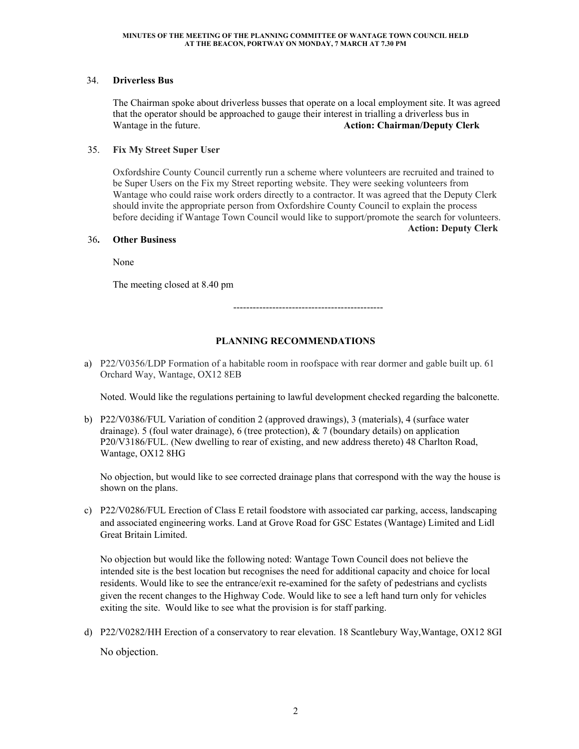34. **Driverless Bus**

The Chairman spoke about driverless busses that operate on a local employment site. It was agreed that the operator should be approached to gauge their interest in trialling a driverless bus in Wantage in the future. **Action: Chairman/Deputy Clerk**

35. **Fix My Street Super User**

Oxfordshire County Council currently run a scheme where volunteers are recruited and trained to be Super Users on the Fix my Street reporting website. They were seeking volunteers from Wantage who could raise work orders directly to a contractor. It was agreed that the Deputy Clerk should invite the appropriate person from Oxfordshire County Council to explain the process before deciding if Wantage Town Council would like to support/promote the search for volunteers. **Action: Deputy Clerk**

36**.** **Other Business**

None

The meeting closed at 8.40 pm

----------------------------------------------

## PLANNING RECOMMENDATIONS

a) P22/V0356/LDP Formation of a habitable room in roofspace with rear dormer and gable built up. 61 Orchard Way, Wantage, OX12 8EB

Noted. Would like the regulations pertaining to lawful development checked regarding the balconette.

b) P22/V0386/FUL Variation of condition 2 (approved drawings), 3 (materials), 4 (surface water drainage). 5 (foul water drainage), 6 (tree protection), & 7 (boundary details) on application P20/V3186/FUL. (New dwelling to rear of existing, and new address thereto) 48 Charlton Road, Wantage, OX12 8HG

No objection, but would like to see corrected drainage plans that correspond with the way the house is shown on the plans.

c) P22/V0286/FUL Erection of Class E retail foodstore with associated car parking, access, landscaping and associated engineering works. Land at Grove Road for GSC Estates (Wantage) Limited and Lidl Great Britain Limited.

No objection but would like the following noted: Wantage Town Council does not believe the intended site is the best location but recognises the need for additional capacity and choice for local residents. Would like to see the entrance/exit re-examined for the safety of pedestrians and cyclists given the recent changes to the Highway Code. Would like to see a left hand turn only for vehicles exiting the site. Would like to see what the provision is for staff parking.

d) P22/V0282/HH Erection of a conservatory to rear elevation. 18 Scantlebury Way,Wantage, OX12 8GI

No objection.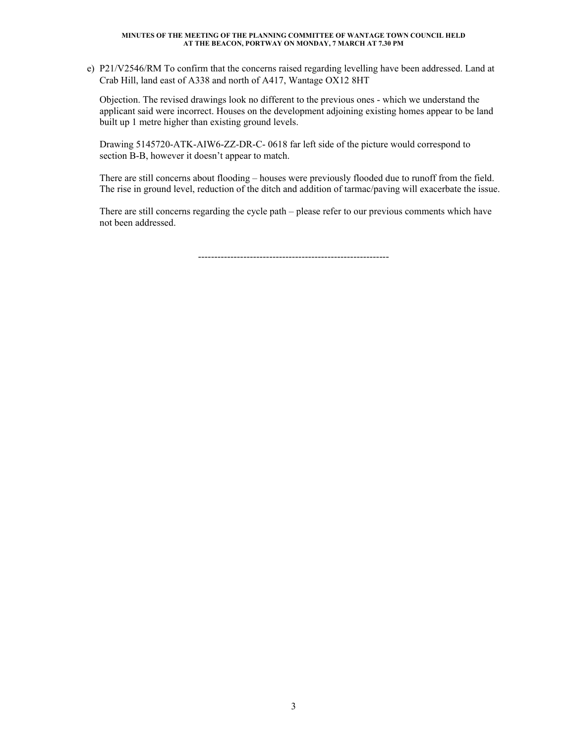e) P21/V2546/RM To confirm that the concerns raised regarding levelling have been addressed. Land at Crab Hill, land east of A338 and north of A417, Wantage OX12 8HT

   Objection. The revised drawings look no different to the previous ones - which we understand the applicant said were incorrect. Houses on the development adjoining existing homes appear to be land built up 1 metre higher than existing ground levels.

   Drawing 5145720-ATK-AIW6-ZZ-DR-C- 0618 far left side of the picture would correspond to section B-B, however it doesn't appear to match.

   There are still concerns about flooding – houses were previously flooded due to runoff from the field. The rise in ground level, reduction of the ditch and addition of tarmac/paving will exacerbate the issue.

   There are still concerns regarding the cycle path – please refer to our previous comments which have not been addressed.

-----------------------------------------------------------